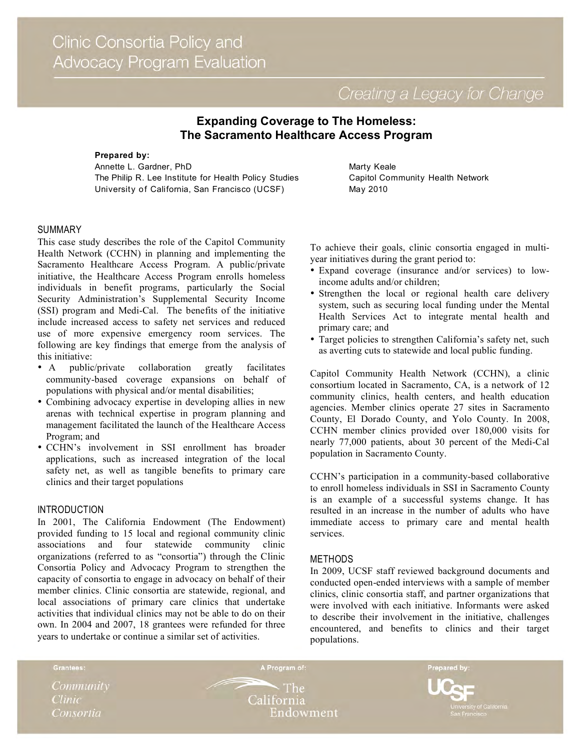# Clinic Consortia Policy and Advocacy Program Evaluation

*Creating a Legacy for Change*

## Expanding Coverage to The Homeless: The Sacramento Healthcare Access Program

**Prepared by:**

Annette L. Gardner, PhD
The Philip R. Lee Institute for Health Policy Studies
University of California, San Francisco (UCSF)

Marty Keale
Capitol Community Health Network
May 2010

### SUMMARY

This case study describes the role of the Capitol Community Health Network (CCHN) in planning and implementing the Sacramento Healthcare Access Program. A public/private initiative, the Healthcare Access Program enrolls homeless individuals in benefit programs, particularly the Social Security Administration's Supplemental Security Income (SSI) program and Medi-Cal. The benefits of the initiative include increased access to safety net services and reduced use of more expensive emergency room services. The following are key findings that emerge from the analysis of this initiative:

- A public/private collaboration greatly facilitates community-based coverage expansions on behalf of populations with physical and/or mental disabilities;
- Combining advocacy expertise in developing allies in new arenas with technical expertise in program planning and management facilitated the launch of the Healthcare Access Program; and
- CCHN's involvement in SSI enrollment has broader applications, such as increased integration of the local safety net, as well as tangible benefits to primary care clinics and their target populations

### INTRODUCTION

In 2001, The California Endowment (The Endowment) provided funding to 15 local and regional community clinic associations and four statewide community clinic organizations (referred to as "consortia") through the Clinic Consortia Policy and Advocacy Program to strengthen the capacity of consortia to engage in advocacy on behalf of their member clinics. Clinic consortia are statewide, regional, and local associations of primary care clinics that undertake activities that individual clinics may not be able to do on their own. In 2004 and 2007, 18 grantees were refunded for three years to undertake or continue a similar set of activities.

To achieve their goals, clinic consortia engaged in multi-year initiatives during the grant period to:

- Expand coverage (insurance and/or services) to low-income adults and/or children;
- Strengthen the local or regional health care delivery system, such as securing local funding under the Mental Health Services Act to integrate mental health and primary care; and
- Target policies to strengthen California's safety net, such as averting cuts to statewide and local public funding.

Capitol Community Health Network (CCHN), a clinic consortium located in Sacramento, CA, is a network of 12 community clinics, health centers, and health education agencies. Member clinics operate 27 sites in Sacramento County, El Dorado County, and Yolo County. In 2008, CCHN member clinics provided over 180,000 visits for nearly 77,000 patients, about 30 percent of the Medi-Cal population in Sacramento County.

CCHN's participation in a community-based collaborative to enroll homeless individuals in SSI in Sacramento County is an example of a successful systems change. It has resulted in an increase in the number of adults who have immediate access to primary care and mental health services.

### METHODS

In 2009, UCSF staff reviewed background documents and conducted open-ended interviews with a sample of member clinics, clinic consortia staff, and partner organizations that were involved with each initiative. Informants were asked to describe their involvement in the initiative, challenges encountered, and benefits to clinics and their target populations.

Grantees: *Community Clinic Consortia* | A Program of: The California Endowment | Prepared by: UCSF University of California San Francisco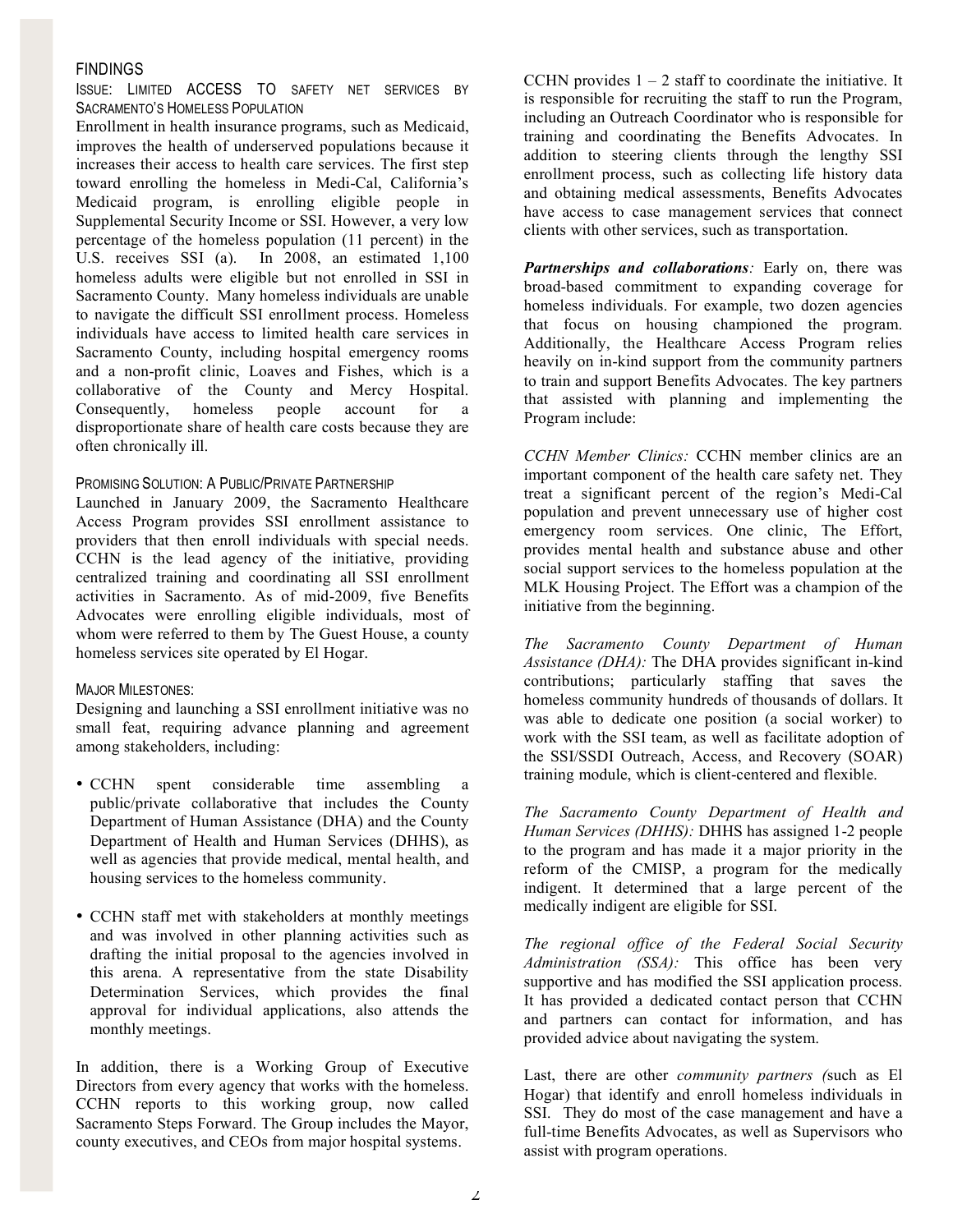## FINDINGS

### Issue: Limited ACCESS TO safety net services by Sacramento's Homeless Population

Enrollment in health insurance programs, such as Medicaid, improves the health of underserved populations because it increases their access to health care services. The first step toward enrolling the homeless in Medi-Cal, California's Medicaid program, is enrolling eligible people in Supplemental Security Income or SSI. However, a very low percentage of the homeless population (11 percent) in the U.S. receives SSI (a). In 2008, an estimated 1,100 homeless adults were eligible but not enrolled in SSI in Sacramento County. Many homeless individuals are unable to navigate the difficult SSI enrollment process. Homeless individuals have access to limited health care services in Sacramento County, including hospital emergency rooms and a non-profit clinic, Loaves and Fishes, which is a collaborative of the County and Mercy Hospital. Consequently, homeless people account for a disproportionate share of health care costs because they are often chronically ill.

### Promising Solution: A Public/Private Partnership

Launched in January 2009, the Sacramento Healthcare Access Program provides SSI enrollment assistance to providers that then enroll individuals with special needs. CCHN is the lead agency of the initiative, providing centralized training and coordinating all SSI enrollment activities in Sacramento. As of mid-2009, five Benefits Advocates were enrolling eligible individuals, most of whom were referred to them by The Guest House, a county homeless services site operated by El Hogar.

### Major Milestones:

Designing and launching a SSI enrollment initiative was no small feat, requiring advance planning and agreement among stakeholders, including:

- CCHN spent considerable time assembling a public/private collaborative that includes the County Department of Human Assistance (DHA) and the County Department of Health and Human Services (DHHS), as well as agencies that provide medical, mental health, and housing services to the homeless community.
- CCHN staff met with stakeholders at monthly meetings and was involved in other planning activities such as drafting the initial proposal to the agencies involved in this arena. A representative from the state Disability Determination Services, which provides the final approval for individual applications, also attends the monthly meetings.

In addition, there is a Working Group of Executive Directors from every agency that works with the homeless. CCHN reports to this working group, now called Sacramento Steps Forward. The Group includes the Mayor, county executives, and CEOs from major hospital systems.

CCHN provides 1 – 2 staff to coordinate the initiative. It is responsible for recruiting the staff to run the Program, including an Outreach Coordinator who is responsible for training and coordinating the Benefits Advocates. In addition to steering clients through the lengthy SSI enrollment process, such as collecting life history data and obtaining medical assessments, Benefits Advocates have access to case management services that connect clients with other services, such as transportation.

***Partnerships and collaborations**:* Early on, there was broad-based commitment to expanding coverage for homeless individuals. For example, two dozen agencies that focus on housing championed the program. Additionally, the Healthcare Access Program relies heavily on in-kind support from the community partners to train and support Benefits Advocates. The key partners that assisted with planning and implementing the Program include:

*CCHN Member Clinics:* CCHN member clinics are an important component of the health care safety net. They treat a significant percent of the region's Medi-Cal population and prevent unnecessary use of higher cost emergency room services. One clinic, The Effort, provides mental health and substance abuse and other social support services to the homeless population at the MLK Housing Project. The Effort was a champion of the initiative from the beginning.

*The Sacramento County Department of Human Assistance (DHA):* The DHA provides significant in-kind contributions; particularly staffing that saves the homeless community hundreds of thousands of dollars. It was able to dedicate one position (a social worker) to work with the SSI team, as well as facilitate adoption of the SSI/SSDI Outreach, Access, and Recovery (SOAR) training module, which is client-centered and flexible.

*The Sacramento County Department of Health and Human Services (DHHS):* DHHS has assigned 1-2 people to the program and has made it a major priority in the reform of the CMISP, a program for the medically indigent. It determined that a large percent of the medically indigent are eligible for SSI.

*The regional office of the Federal Social Security Administration (SSA):* This office has been very supportive and has modified the SSI application process. It has provided a dedicated contact person that CCHN and partners can contact for information, and has provided advice about navigating the system.

Last, there are other *community partners (*such as El Hogar) that identify and enroll homeless individuals in SSI. They do most of the case management and have a full-time Benefits Advocates, as well as Supervisors who assist with program operations.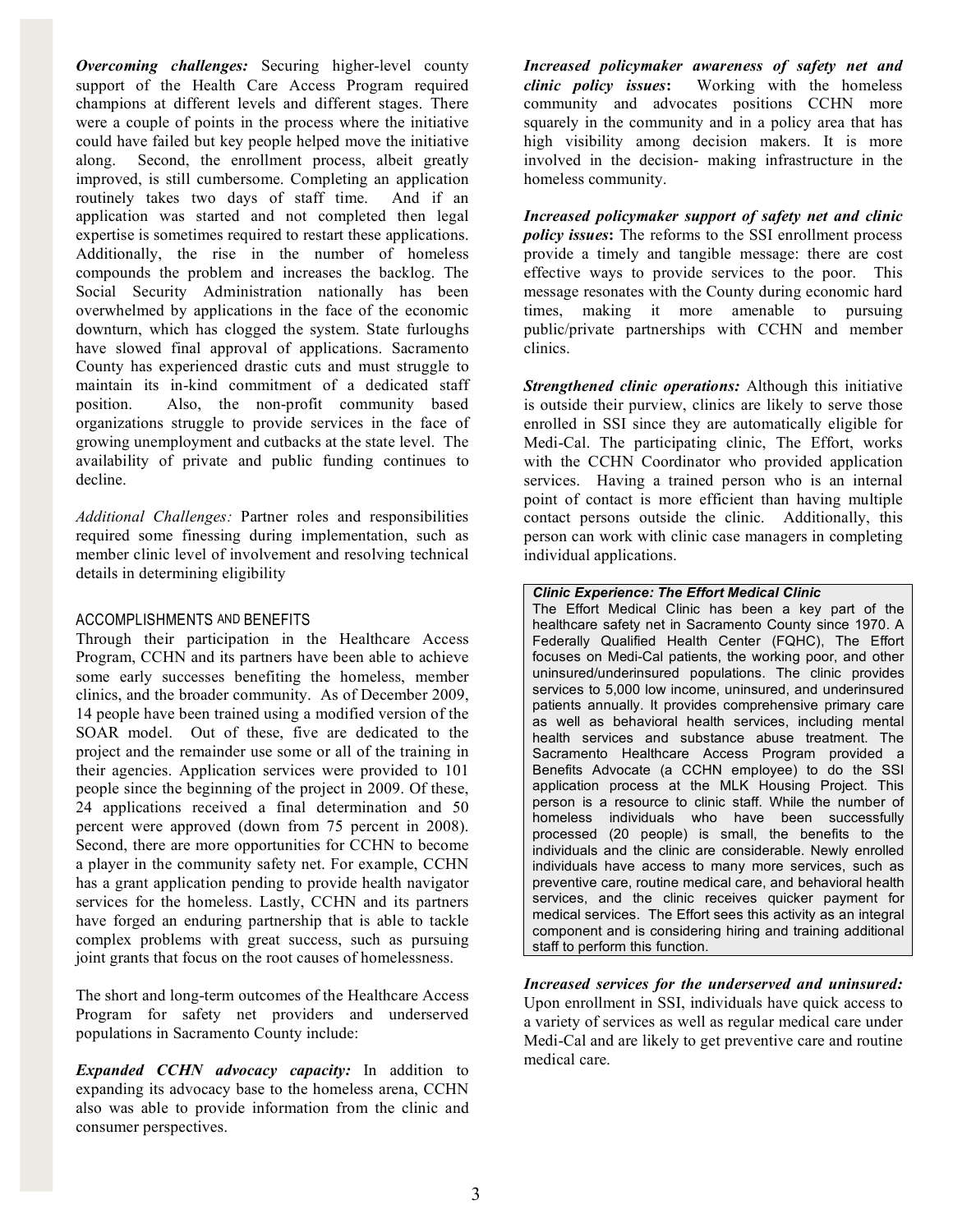***Overcoming challenges:*** Securing higher-level county support of the Health Care Access Program required champions at different levels and different stages. There were a couple of points in the process where the initiative could have failed but key people helped move the initiative along. Second, the enrollment process, albeit greatly improved, is still cumbersome. Completing an application routinely takes two days of staff time. And if an application was started and not completed then legal expertise is sometimes required to restart these applications. Additionally, the rise in the number of homeless compounds the problem and increases the backlog. The Social Security Administration nationally has been overwhelmed by applications in the face of the economic downturn, which has clogged the system. State furloughs have slowed final approval of applications. Sacramento County has experienced drastic cuts and must struggle to maintain its in-kind commitment of a dedicated staff position. Also, the non-profit community based organizations struggle to provide services in the face of growing unemployment and cutbacks at the state level. The availability of private and public funding continues to decline.

*Additional Challenges:* Partner roles and responsibilities required some finessing during implementation, such as member clinic level of involvement and resolving technical details in determining eligibility

## ACCOMPLISHMENTS AND BENEFITS

Through their participation in the Healthcare Access Program, CCHN and its partners have been able to achieve some early successes benefiting the homeless, member clinics, and the broader community. As of December 2009, 14 people have been trained using a modified version of the SOAR model. Out of these, five are dedicated to the project and the remainder use some or all of the training in their agencies. Application services were provided to 101 people since the beginning of the project in 2009. Of these, 24 applications received a final determination and 50 percent were approved (down from 75 percent in 2008). Second, there are more opportunities for CCHN to become a player in the community safety net. For example, CCHN has a grant application pending to provide health navigator services for the homeless. Lastly, CCHN and its partners have forged an enduring partnership that is able to tackle complex problems with great success, such as pursuing joint grants that focus on the root causes of homelessness.

The short and long-term outcomes of the Healthcare Access Program for safety net providers and underserved populations in Sacramento County include:

***Expanded CCHN advocacy capacity:*** In addition to expanding its advocacy base to the homeless arena, CCHN also was able to provide information from the clinic and consumer perspectives.

***Increased policymaker awareness of safety net and clinic policy issues*:** Working with the homeless community and advocates positions CCHN more squarely in the community and in a policy area that has high visibility among decision makers. It is more involved in the decision- making infrastructure in the homeless community.

***Increased policymaker support of safety net and clinic policy issues*:** The reforms to the SSI enrollment process provide a timely and tangible message: there are cost effective ways to provide services to the poor. This message resonates with the County during economic hard times, making it more amenable to pursuing public/private partnerships with CCHN and member clinics.

***Strengthened clinic operations:*** Although this initiative is outside their purview, clinics are likely to serve those enrolled in SSI since they are automatically eligible for Medi-Cal. The participating clinic, The Effort, works with the CCHN Coordinator who provided application services. Having a trained person who is an internal point of contact is more efficient than having multiple contact persons outside the clinic. Additionally, this person can work with clinic case managers in completing individual applications.

> ***Clinic Experience: The Effort Medical Clinic***
>
> The Effort Medical Clinic has been a key part of the healthcare safety net in Sacramento County since 1970. A Federally Qualified Health Center (FQHC), The Effort focuses on Medi-Cal patients, the working poor, and other uninsured/underinsured populations. The clinic provides services to 5,000 low income, uninsured, and underinsured patients annually. It provides comprehensive primary care as well as behavioral health services, including mental health services and substance abuse treatment. The Sacramento Healthcare Access Program provided a Benefits Advocate (a CCHN employee) to do the SSI application process at the MLK Housing Project. This person is a resource to clinic staff. While the number of homeless individuals who have been successfully processed (20 people) is small, the benefits to the individuals and the clinic are considerable. Newly enrolled individuals have access to many more services, such as preventive care, routine medical care, and behavioral health services, and the clinic receives quicker payment for medical services. The Effort sees this activity as an integral component and is considering hiring and training additional staff to perform this function.

***Increased services for the underserved and uninsured:*** Upon enrollment in SSI, individuals have quick access to a variety of services as well as regular medical care under Medi-Cal and are likely to get preventive care and routine medical care.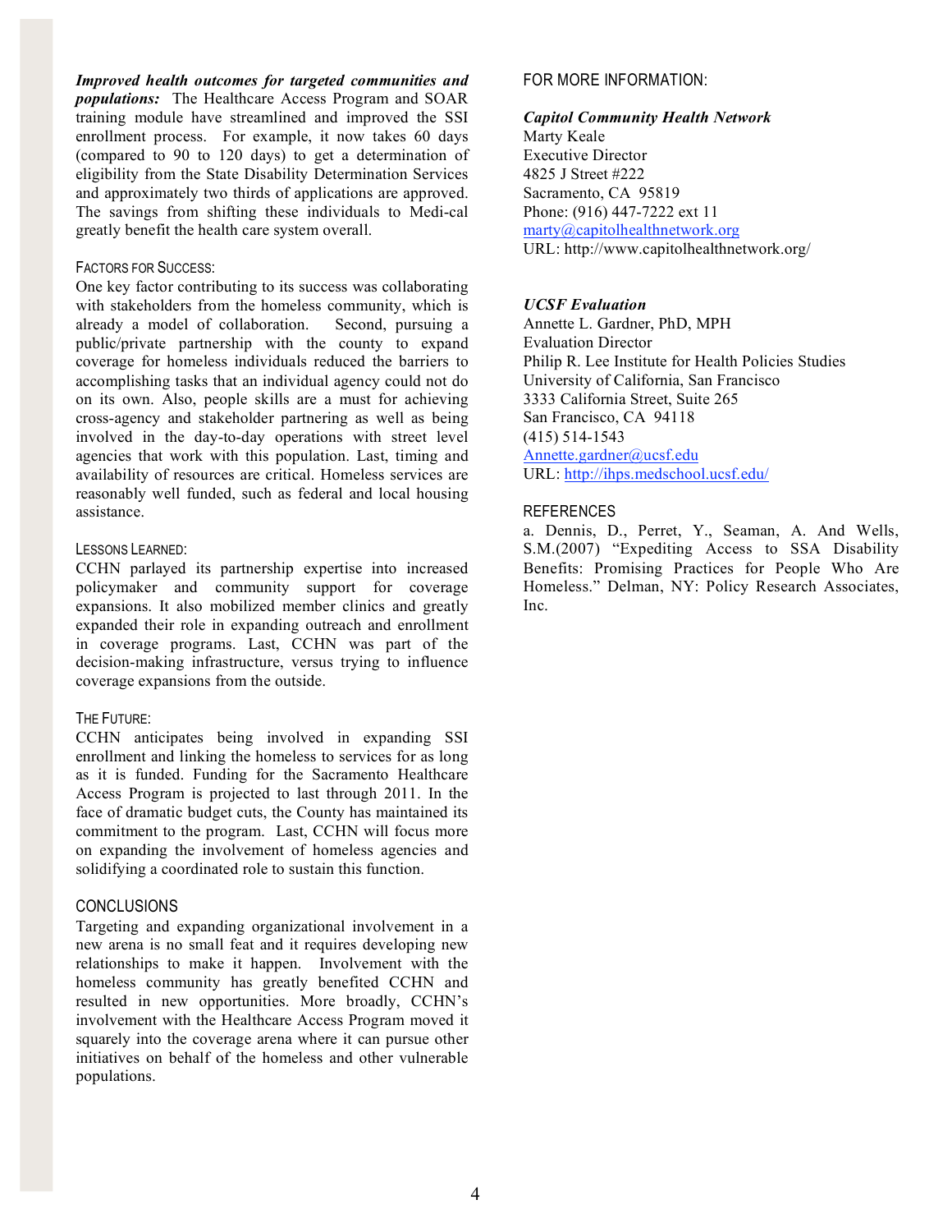***Improved health outcomes for targeted communities and populations:*** The Healthcare Access Program and SOAR training module have streamlined and improved the SSI enrollment process. For example, it now takes 60 days (compared to 90 to 120 days) to get a determination of eligibility from the State Disability Determination Services and approximately two thirds of applications are approved. The savings from shifting these individuals to Medi-cal greatly benefit the health care system overall.

### Factors for Success:

One key factor contributing to its success was collaborating with stakeholders from the homeless community, which is already a model of collaboration. Second, pursuing a public/private partnership with the county to expand coverage for homeless individuals reduced the barriers to accomplishing tasks that an individual agency could not do on its own. Also, people skills are a must for achieving cross-agency and stakeholder partnering as well as being involved in the day-to-day operations with street level agencies that work with this population. Last, timing and availability of resources are critical. Homeless services are reasonably well funded, such as federal and local housing assistance.

### Lessons Learned:

CCHN parlayed its partnership expertise into increased policymaker and community support for coverage expansions. It also mobilized member clinics and greatly expanded their role in expanding outreach and enrollment in coverage programs. Last, CCHN was part of the decision-making infrastructure, versus trying to influence coverage expansions from the outside.

### The Future:

CCHN anticipates being involved in expanding SSI enrollment and linking the homeless to services for as long as it is funded. Funding for the Sacramento Healthcare Access Program is projected to last through 2011. In the face of dramatic budget cuts, the County has maintained its commitment to the program. Last, CCHN will focus more on expanding the involvement of homeless agencies and solidifying a coordinated role to sustain this function.

## CONCLUSIONS

Targeting and expanding organizational involvement in a new arena is no small feat and it requires developing new relationships to make it happen. Involvement with the homeless community has greatly benefited CCHN and resulted in new opportunities. More broadly, CCHN's involvement with the Healthcare Access Program moved it squarely into the coverage arena where it can pursue other initiatives on behalf of the homeless and other vulnerable populations.

## FOR MORE INFORMATION:

***Capitol Community Health Network***
Marty Keale
Executive Director
4825 J Street #222
Sacramento, CA 95819
Phone: (916) 447-7222 ext 11
marty@capitolhealthnetwork.org
URL: http://www.capitolhealthnetwork.org/

***UCSF Evaluation***
Annette L. Gardner, PhD, MPH
Evaluation Director
Philip R. Lee Institute for Health Policies Studies
University of California, San Francisco
3333 California Street, Suite 265
San Francisco, CA 94118
(415) 514-1543
Annette.gardner@ucsf.edu
URL: http://ihps.medschool.ucsf.edu/

## REFERENCES

a. Dennis, D., Perret, Y., Seaman, A. And Wells, S.M.(2007) "Expediting Access to SSA Disability Benefits: Promising Practices for People Who Are Homeless." Delman, NY: Policy Research Associates, Inc.